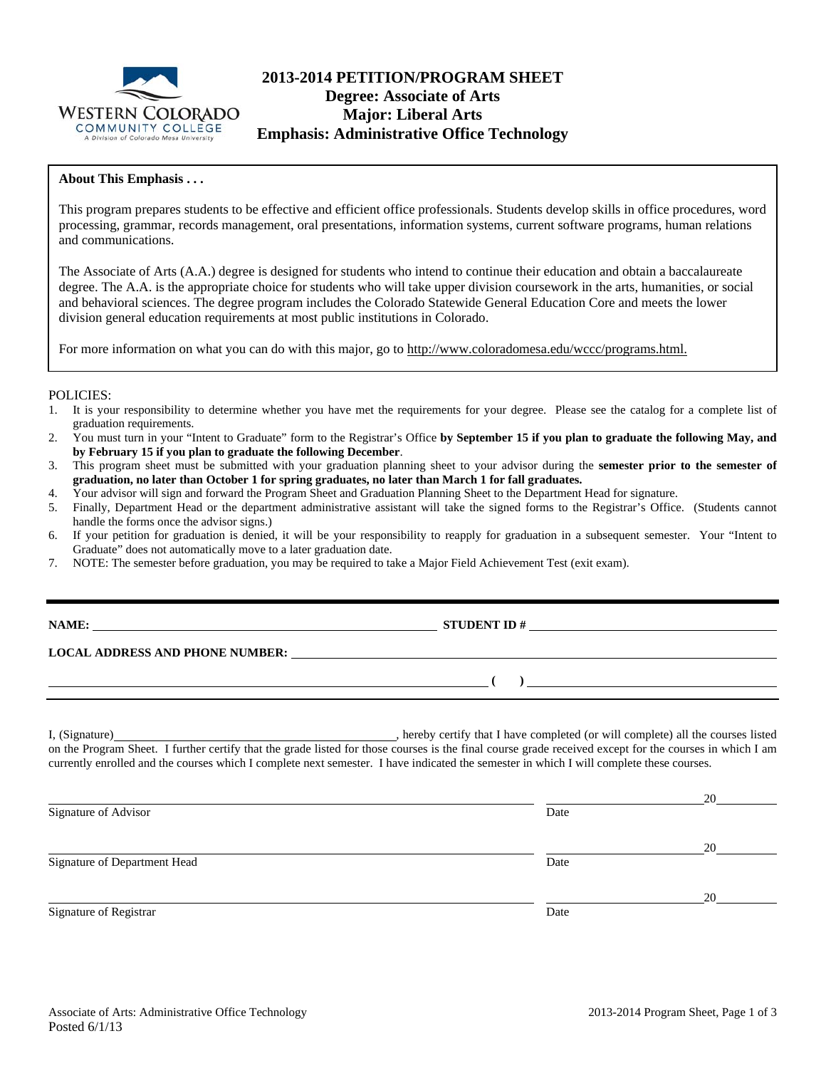# 2013-2014 PETITION/PROGRAM SHEET
## Degree: Associate of Arts
## Major: Liberal Arts
## Emphasis: Administrative Office Technology

**About This Emphasis . . .**

This program prepares students to be effective and efficient office professionals. Students develop skills in office procedures, word processing, grammar, records management, oral presentations, information systems, current software programs, human relations and communications.

The Associate of Arts (A.A.) degree is designed for students who intend to continue their education and obtain a baccalaureate degree. The A.A. is the appropriate choice for students who will take upper division coursework in the arts, humanities, or social and behavioral sciences. The degree program includes the Colorado Statewide General Education Core and meets the lower division general education requirements at most public institutions in Colorado.

For more information on what you can do with this major, go to http://www.coloradomesa.edu/wccc/programs.html.

POLICIES:

1. It is your responsibility to determine whether you have met the requirements for your degree. Please see the catalog for a complete list of graduation requirements.
2. You must turn in your "Intent to Graduate" form to the Registrar's Office **by September 15 if you plan to graduate the following May, and by February 15 if you plan to graduate the following December**.
3. This program sheet must be submitted with your graduation planning sheet to your advisor during the **semester prior to the semester of graduation, no later than October 1 for spring graduates, no later than March 1 for fall graduates.**
4. Your advisor will sign and forward the Program Sheet and Graduation Planning Sheet to the Department Head for signature.
5. Finally, Department Head or the department administrative assistant will take the signed forms to the Registrar's Office. (Students cannot handle the forms once the advisor signs.)
6. If your petition for graduation is denied, it will be your responsibility to reapply for graduation in a subsequent semester. Your "Intent to Graduate" does not automatically move to a later graduation date.
7. NOTE: The semester before graduation, you may be required to take a Major Field Achievement Test (exit exam).

**NAME:** ______________________________ **STUDENT ID #** ______________________________

**LOCAL ADDRESS AND PHONE NUMBER:** ______________________________

______________________________ **(    )** ______________________________

I, (Signature)______________________________, hereby certify that I have completed (or will complete) all the courses listed on the Program Sheet. I further certify that the grade listed for those courses is the final course grade received except for the courses in which I am currently enrolled and the courses which I complete next semester. I have indicated the semester in which I will complete these courses.

______________________________ ______________ 20______
Signature of Advisor Date

______________________________ ______________ 20______
Signature of Department Head Date

______________________________ ______________ 20______
Signature of Registrar Date

Associate of Arts: Administrative Office Technology
Posted 6/1/13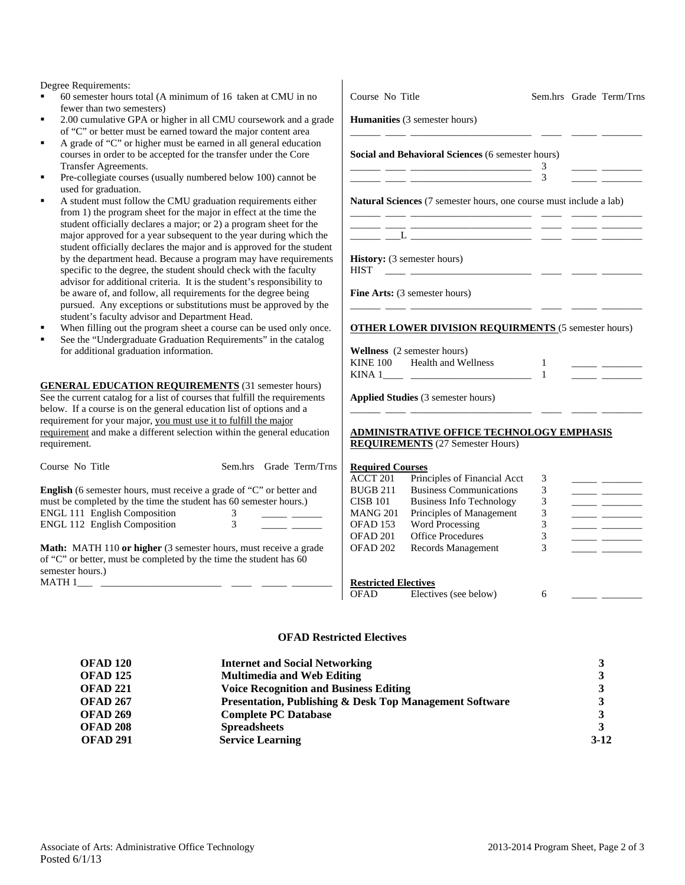Degree Requirements:

- 60 semester hours total (A minimum of 16 taken at CMU in no fewer than two semesters)
- 2.00 cumulative GPA or higher in all CMU coursework and a grade of "C" or better must be earned toward the major content area
- A grade of "C" or higher must be earned in all general education courses in order to be accepted for the transfer under the Core Transfer Agreements.
- Pre-collegiate courses (usually numbered below 100) cannot be used for graduation.
- A student must follow the CMU graduation requirements either from 1) the program sheet for the major in effect at the time the student officially declares a major; or 2) a program sheet for the major approved for a year subsequent to the year during which the student officially declares the major and is approved for the student by the department head. Because a program may have requirements specific to the degree, the student should check with the faculty advisor for additional criteria. It is the student's responsibility to be aware of, and follow, all requirements for the degree being pursued. Any exceptions or substitutions must be approved by the student's faculty advisor and Department Head.
- When filling out the program sheet a course can be used only once.
- See the "Undergraduate Graduation Requirements" in the catalog for additional graduation information.

**GENERAL EDUCATION REQUIREMENTS** (31 semester hours) See the current catalog for a list of courses that fulfill the requirements below. If a course is on the general education list of options and a requirement for your major, you must use it to fulfill the major requirement and make a different selection within the general education requirement.

| Course No Title | Sem.hrs | Grade | Term/Trns |
|---|---|---|---|
| **English** (6 semester hours, must receive a grade of "C" or better and must be completed by the time the student has 60 semester hours.) | | | |
| ENGL 111 English Composition | 3 | _____ | ______ |
| ENGL 112 English Composition | 3 | _____ | ______ |
| **Math:** MATH 110 **or higher** (3 semester hours, must receive a grade of "C" or better, must be completed by the time the student has 60 semester hours.) | | | |
| MATH 1___ _______________________ | ____ | _____ | ________ |

| Course No Title | Sem.hrs | Grade | Term/Trns |
|---|---|---|---|
| **Humanities** (3 semester hours) | | | |
| ______ ____ _______________________ | ____ | _____ | ________ |
| **Social and Behavioral Sciences** (6 semester hours) | | | |
| ______ ____ _______________________ | 3 | _____ | ________ |
| ______ ____ _______________________ | 3 | _____ | ________ |
| **Natural Sciences** (7 semester hours, one course must include a lab) | | | |
| ______ ____ _______________________ | ____ | _____ | ________ |
| ______ ____ _______________________ | ____ | _____ | ________ |
| ______ ___L _______________________ | ____ | _____ | ________ |
| **History:** (3 semester hours) | | | |
| HIST ____ _______________________ | ____ | _____ | ________ |
| **Fine Arts:** (3 semester hours) | | | |
| ______ ____ _______________________ | ____ | _____ | ________ |

**OTHER LOWER DIVISION REQUIRMENTS** (5 semester hours)

| Course No Title | Sem.hrs | Grade | Term/Trns |
|---|---|---|---|
| **Wellness** (2 semester hours) | | | |
| KINE 100 Health and Wellness | 1 | _____ | ________ |
| KINA 1____ _______________________ | 1 | _____ | ________ |
| **Applied Studies** (3 semester hours) | | | |
| ______ ____ _______________________ | ____ | _____ | ________ |

**ADMINISTRATIVE OFFICE TECHNOLOGY EMPHASIS REQUIREMENTS** (27 Semester Hours)

**Required Courses**

| Course No | Title | Sem.hrs | Grade | Term/Trns |
|---|---|---|---|---|
| ACCT 201 | Principles of Financial Acct | 3 | _____ | ________ |
| BUGB 211 | Business Communications | 3 | _____ | ________ |
| CISB 101 | Business Info Technology | 3 | _____ | ________ |
| MANG 201 | Principles of Management | 3 | _____ | ________ |
| OFAD 153 | Word Processing | 3 | _____ | ________ |
| OFAD 201 | Office Procedures | 3 | _____ | ________ |
| OFAD 202 | Records Management | 3 | _____ | ________ |

**Restricted Electives**

| Course No | Title | Sem.hrs | Grade | Term/Trns |
|---|---|---|---|---|
| OFAD | Electives (see below) | 6 | _____ | ________ |

**OFAD Restricted Electives**

| Course | Title | Sem.hrs |
|---|---|---|
| **OFAD 120** | **Internet and Social Networking** | **3** |
| **OFAD 125** | **Multimedia and Web Editing** | **3** |
| **OFAD 221** | **Voice Recognition and Business Editing** | **3** |
| **OFAD 267** | **Presentation, Publishing & Desk Top Management Software** | **3** |
| **OFAD 269** | **Complete PC Database** | **3** |
| **OFAD 208** | **Spreadsheets** | **3** |
| **OFAD 291** | **Service Learning** | **3-12** |

Associate of Arts: Administrative Office Technology
Posted 6/1/13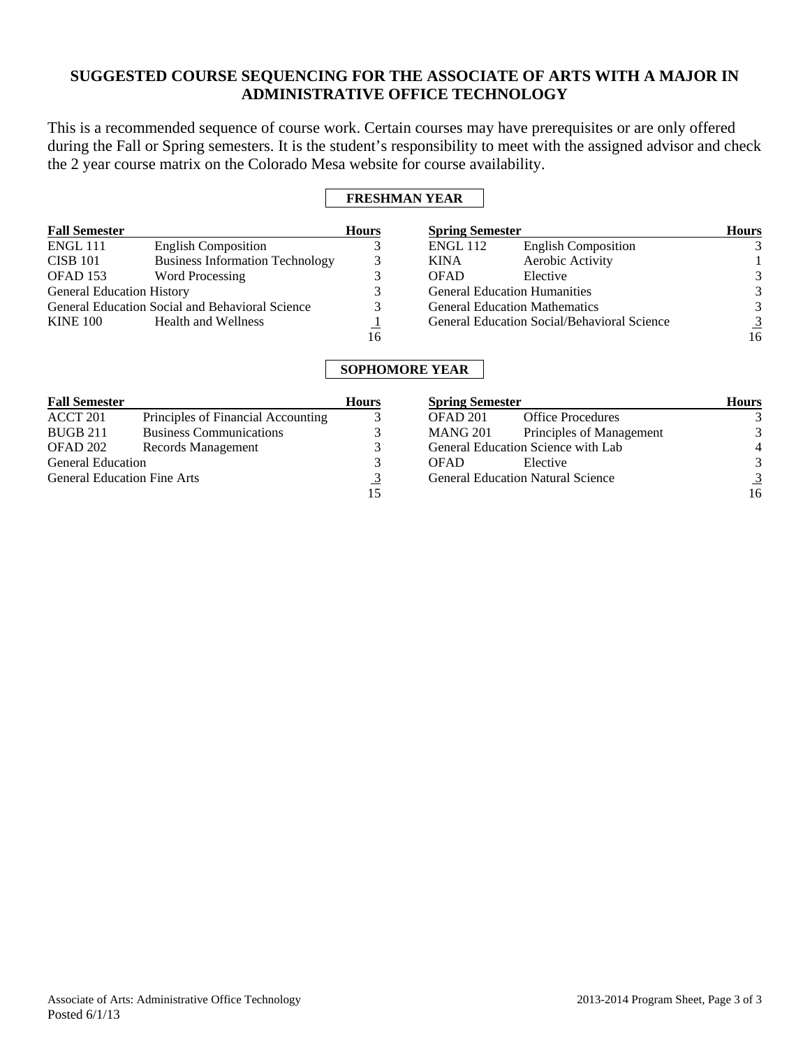## SUGGESTED COURSE SEQUENCING FOR THE ASSOCIATE OF ARTS WITH A MAJOR IN ADMINISTRATIVE OFFICE TECHNOLOGY

This is a recommended sequence of course work. Certain courses may have prerequisites or are only offered during the Fall or Spring semesters. It is the student's responsibility to meet with the assigned advisor and check the 2 year course matrix on the Colorado Mesa website for course availability.

### FRESHMAN YEAR

| Fall Semester | | Hours |
|---|---|---|
| ENGL 111 | English Composition | 3 |
| CISB 101 | Business Information Technology | 3 |
| OFAD 153 | Word Processing | 3 |
| General Education History | | 3 |
| General Education Social and Behavioral Science | | 3 |
| KINE 100 | Health and Wellness | 1 |
| | | 16 |

| Spring Semester | | Hours |
|---|---|---|
| ENGL 112 | English Composition | 3 |
| KINA | Aerobic Activity | 1 |
| OFAD | Elective | 3 |
| General Education Humanities | | 3 |
| General Education Mathematics | | 3 |
| General Education Social/Behavioral Science | | 3 |
| | | 16 |

### SOPHOMORE YEAR

| Fall Semester | | Hours |
|---|---|---|
| ACCT 201 | Principles of Financial Accounting | 3 |
| BUGB 211 | Business Communications | 3 |
| OFAD 202 | Records Management | 3 |
| General Education | | 3 |
| General Education Fine Arts | | 3 |
| | | 15 |

| Spring Semester | | Hours |
|---|---|---|
| OFAD 201 | Office Procedures | 3 |
| MANG 201 | Principles of Management | 3 |
| General Education Science with Lab | | 4 |
| OFAD | Elective | 3 |
| General Education Natural Science | | 3 |
| | | 16 |

Associate of Arts: Administrative Office Technology
Posted 6/1/13